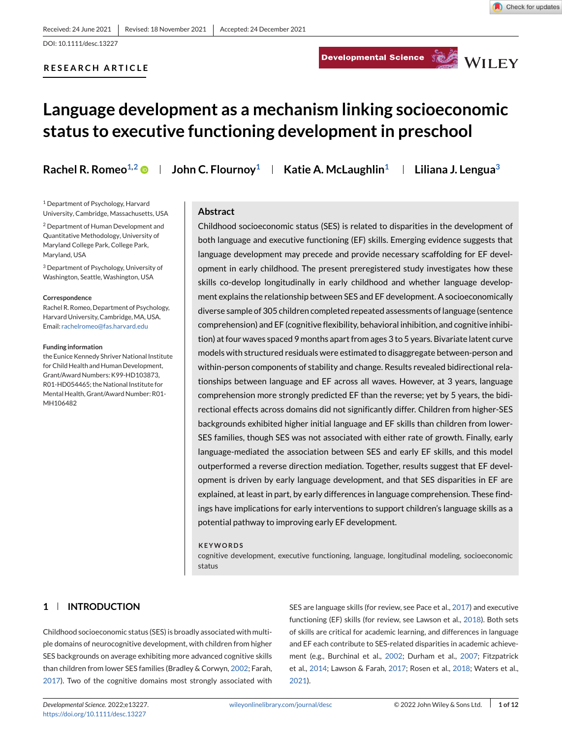Received: 24 June 2021 | Revised: 18 November 2021 | Accepted: 24 December 2021

DOI: 10.1111/desc.13227

RESEARCH ARTICLE

# Language development as a mechanism linking socioeconomic status to executive functioning development in preschool

Rachel R. Romeo[1,2] | John C. Flournoy[1] | Katie A. McLaughlin[1] | Liliana J. Lengua[3]

[1] Department of Psychology, Harvard University, Cambridge, Massachusetts, USA

[2] Department of Human Development and Quantitative Methodology, University of Maryland College Park, College Park, Maryland, USA

[3] Department of Psychology, University of Washington, Seattle, Washington, USA

**Correspondence**

Rachel R. Romeo, Department of Psychology, Harvard University, Cambridge, MA, USA.
Email: rachelromeo@fas.harvard.edu

**Funding information**

the Eunice Kennedy Shriver National Institute for Child Health and Human Development, Grant/Award Numbers: K99-HD103873, R01-HD054465; the National Institute for Mental Health, Grant/Award Number: R01-MH106482

## Abstract

Childhood socioeconomic status (SES) is related to disparities in the development of both language and executive functioning (EF) skills. Emerging evidence suggests that language development may precede and provide necessary scaffolding for EF development in early childhood. The present preregistered study investigates how these skills co-develop longitudinally in early childhood and whether language development explains the relationship between SES and EF development. A socioeconomically diverse sample of 305 children completed repeated assessments of language (sentence comprehension) and EF (cognitive flexibility, behavioral inhibition, and cognitive inhibition) at four waves spaced 9 months apart from ages 3 to 5 years. Bivariate latent curve models with structured residuals were estimated to disaggregate between-person and within-person components of stability and change. Results revealed bidirectional relationships between language and EF across all waves. However, at 3 years, language comprehension more strongly predicted EF than the reverse; yet by 5 years, the bidirectional effects across domains did not significantly differ. Children from higher-SES backgrounds exhibited higher initial language and EF skills than children from lower-SES families, though SES was not associated with either rate of growth. Finally, early language-mediated the association between SES and early EF skills, and this model outperformed a reverse direction mediation. Together, results suggest that EF development is driven by early language development, and that SES disparities in EF are explained, at least in part, by early differences in language comprehension. These findings have implications for early interventions to support children's language skills as a potential pathway to improving early EF development.

**KEYWORDS**

cognitive development, executive functioning, language, longitudinal modeling, socioeconomic status

## 1 | INTRODUCTION

Childhood socioeconomic status (SES) is broadly associated with multiple domains of neurocognitive development, with children from higher SES backgrounds on average exhibiting more advanced cognitive skills than children from lower SES families (Bradley & Corwyn, 2002; Farah, 2017). Two of the cognitive domains most strongly associated with SES are language skills (for review, see Pace et al., 2017) and executive functioning (EF) skills (for review, see Lawson et al., 2018). Both sets of skills are critical for academic learning, and differences in language and EF each contribute to SES-related disparities in academic achievement (e.g., Burchinal et al., 2002; Durham et al., 2007; Fitzpatrick et al., 2014; Lawson & Farah, 2017; Rosen et al., 2018; Waters et al., 2021).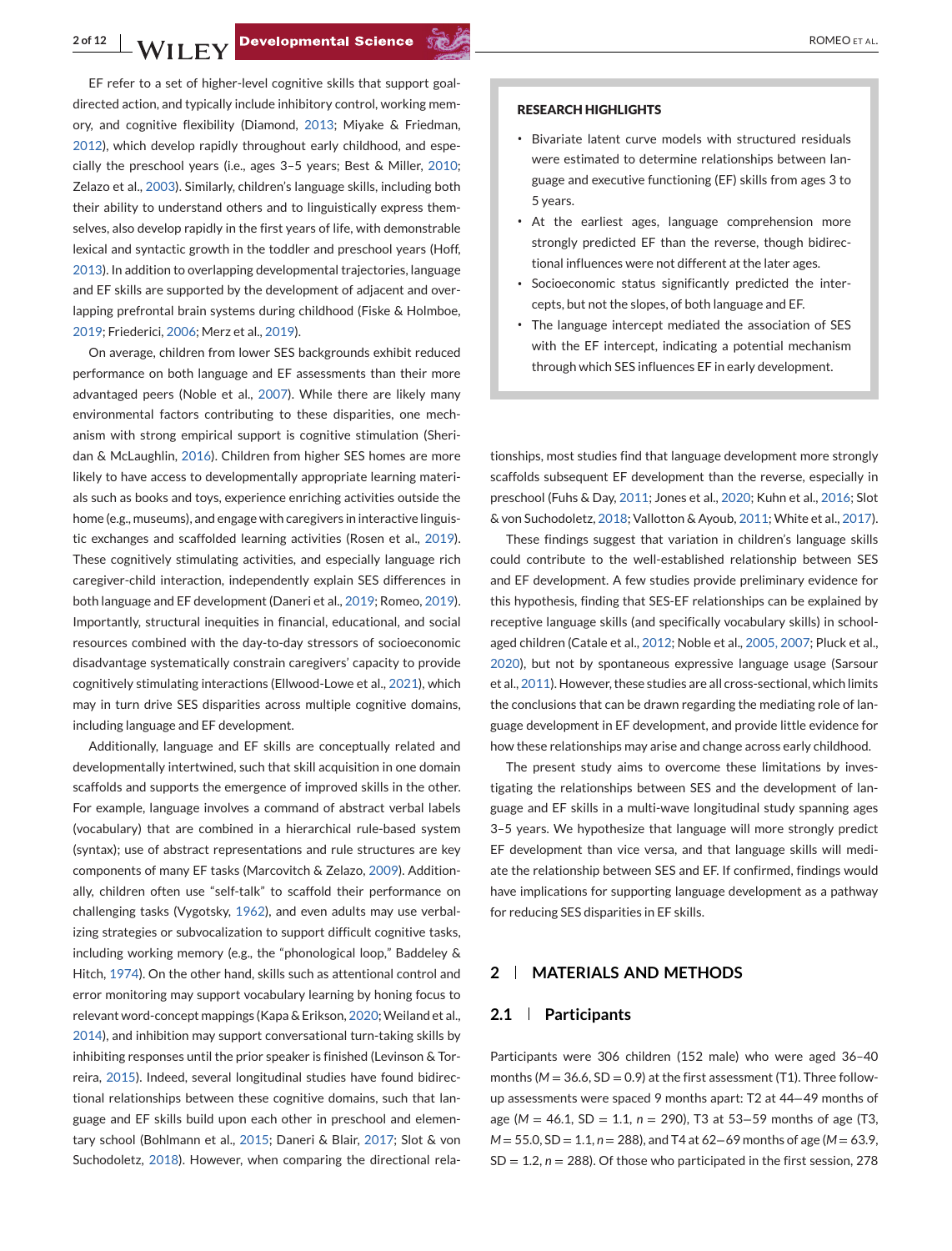EF refer to a set of higher-level cognitive skills that support goal-directed action, and typically include inhibitory control, working memory, and cognitive flexibility (Diamond, 2013; Miyake & Friedman, 2012), which develop rapidly throughout early childhood, and especially the preschool years (i.e., ages 3–5 years; Best & Miller, 2010; Zelazo et al., 2003). Similarly, children's language skills, including both their ability to understand others and to linguistically express themselves, also develop rapidly in the first years of life, with demonstrable lexical and syntactic growth in the toddler and preschool years (Hoff, 2013). In addition to overlapping developmental trajectories, language and EF skills are supported by the development of adjacent and overlapping prefrontal brain systems during childhood (Fiske & Holmboe, 2019; Friederici, 2006; Merz et al., 2019).

On average, children from lower SES backgrounds exhibit reduced performance on both language and EF assessments than their more advantaged peers (Noble et al., 2007). While there are likely many environmental factors contributing to these disparities, one mechanism with strong empirical support is cognitive stimulation (Sheridan & McLaughlin, 2016). Children from higher SES homes are more likely to have access to developmentally appropriate learning materials such as books and toys, experience enriching activities outside the home (e.g., museums), and engage with caregivers in interactive linguistic exchanges and scaffolded learning activities (Rosen et al., 2019). These cognitively stimulating activities, and especially language rich caregiver-child interaction, independently explain SES differences in both language and EF development (Daneri et al., 2019; Romeo, 2019). Importantly, structural inequities in financial, educational, and social resources combined with the day-to-day stressors of socioeconomic disadvantage systematically constrain caregivers' capacity to provide cognitively stimulating interactions (Ellwood-Lowe et al., 2021), which may in turn drive SES disparities across multiple cognitive domains, including language and EF development.

Additionally, language and EF skills are conceptually related and developmentally intertwined, such that skill acquisition in one domain scaffolds and supports the emergence of improved skills in the other. For example, language involves a command of abstract verbal labels (vocabulary) that are combined in a hierarchical rule-based system (syntax); use of abstract representations and rule structures are key components of many EF tasks (Marcovitch & Zelazo, 2009). Additionally, children often use "self-talk" to scaffold their performance on challenging tasks (Vygotsky, 1962), and even adults may use verbalizing strategies or subvocalization to support difficult cognitive tasks, including working memory (e.g., the "phonological loop," Baddeley & Hitch, 1974). On the other hand, skills such as attentional control and error monitoring may support vocabulary learning by honing focus to relevant word-concept mappings (Kapa & Erikson, 2020; Weiland et al., 2014), and inhibition may support conversational turn-taking skills by inhibiting responses until the prior speaker is finished (Levinson & Torreira, 2015). Indeed, several longitudinal studies have found bidirectional relationships between these cognitive domains, such that language and EF skills build upon each other in preschool and elementary school (Bohlmann et al., 2015; Daneri & Blair, 2017; Slot & von Suchodoletz, 2018). However, when comparing the directional relationships, most studies find that language development more strongly scaffolds subsequent EF development than the reverse, especially in preschool (Fuhs & Day, 2011; Jones et al., 2020; Kuhn et al., 2016; Slot & von Suchodoletz, 2018; Vallotton & Ayoub, 2011; White et al., 2017).

> **RESEARCH HIGHLIGHTS**
>
> - Bivariate latent curve models with structured residuals were estimated to determine relationships between language and executive functioning (EF) skills from ages 3 to 5 years.
> - At the earliest ages, language comprehension more strongly predicted EF than the reverse, though bidirectional influences were not different at the later ages.
> - Socioeconomic status significantly predicted the intercepts, but not the slopes, of both language and EF.
> - The language intercept mediated the association of SES with the EF intercept, indicating a potential mechanism through which SES influences EF in early development.

These findings suggest that variation in children's language skills could contribute to the well-established relationship between SES and EF development. A few studies provide preliminary evidence for this hypothesis, finding that SES-EF relationships can be explained by receptive language skills (and specifically vocabulary skills) in school-aged children (Catale et al., 2012; Noble et al., 2005, 2007; Pluck et al., 2020), but not by spontaneous expressive language usage (Sarsour et al., 2011). However, these studies are all cross-sectional, which limits the conclusions that can be drawn regarding the mediating role of language development in EF development, and provide little evidence for how these relationships may arise and change across early childhood.

The present study aims to overcome these limitations by investigating the relationships between SES and the development of language and EF skills in a multi-wave longitudinal study spanning ages 3–5 years. We hypothesize that language will more strongly predict EF development than vice versa, and that language skills will mediate the relationship between SES and EF. If confirmed, findings would have implications for supporting language development as a pathway for reducing SES disparities in EF skills.

## 2 | MATERIALS AND METHODS

### 2.1 | Participants

Participants were 306 children (152 male) who were aged 36–40 months ($M = 36.6$, $SD = 0.9$) at the first assessment (T1). Three follow-up assessments were spaced 9 months apart: T2 at 44–49 months of age ($M = 46.1$, $SD = 1.1$, $n = 290$), T3 at 53–59 months of age (T3, $M = 55.0$, $SD = 1.1$, $n = 288$), and T4 at 62–69 months of age ($M = 63.9$, $SD = 1.2$, $n = 288$). Of those who participated in the first session, 278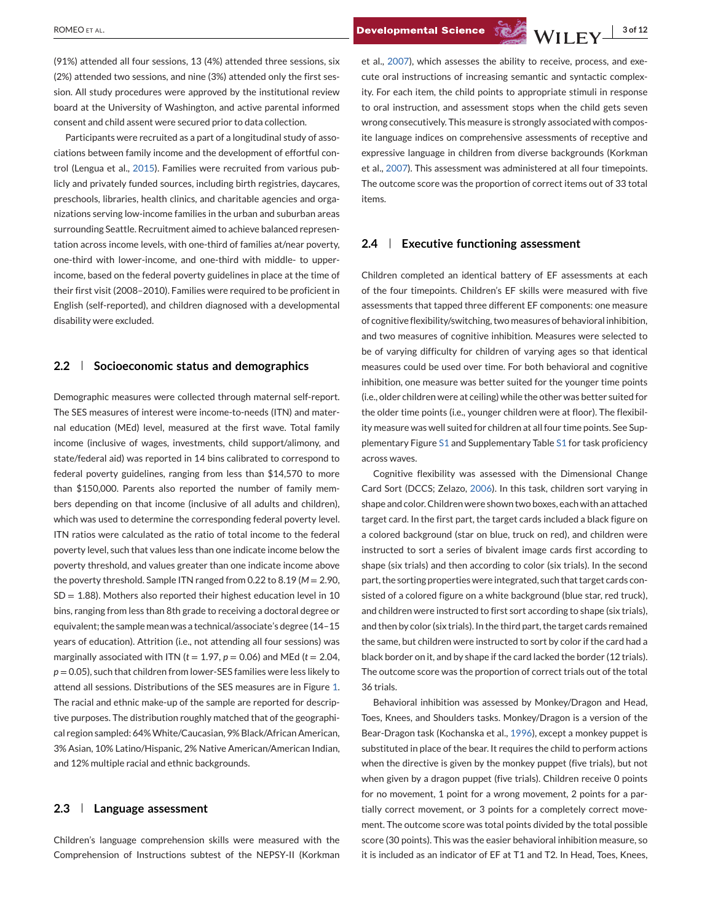(91%) attended all four sessions, 13 (4%) attended three sessions, six (2%) attended two sessions, and nine (3%) attended only the first session. All study procedures were approved by the institutional review board at the University of Washington, and active parental informed consent and child assent were secured prior to data collection.

Participants were recruited as a part of a longitudinal study of associations between family income and the development of effortful control (Lengua et al., 2015). Families were recruited from various publicly and privately funded sources, including birth registries, daycares, preschools, libraries, health clinics, and charitable agencies and organizations serving low-income families in the urban and suburban areas surrounding Seattle. Recruitment aimed to achieve balanced representation across income levels, with one-third of families at/near poverty, one-third with lower-income, and one-third with middle- to upper-income, based on the federal poverty guidelines in place at the time of their first visit (2008–2010). Families were required to be proficient in English (self-reported), and children diagnosed with a developmental disability were excluded.

## 2.2 | Socioeconomic status and demographics

Demographic measures were collected through maternal self-report. The SES measures of interest were income-to-needs (ITN) and maternal education (MEd) level, measured at the first wave. Total family income (inclusive of wages, investments, child support/alimony, and state/federal aid) was reported in 14 bins calibrated to correspond to federal poverty guidelines, ranging from less than $14,570 to more than $150,000. Parents also reported the number of family members depending on that income (inclusive of all adults and children), which was used to determine the corresponding federal poverty level. ITN ratios were calculated as the ratio of total income to the federal poverty level, such that values less than one indicate income below the poverty threshold, and values greater than one indicate income above the poverty threshold. Sample ITN ranged from 0.22 to 8.19 ($M = 2.90$, $SD = 1.88$). Mothers also reported their highest education level in 10 bins, ranging from less than 8th grade to receiving a doctoral degree or equivalent; the sample mean was a technical/associate's degree (14–15 years of education). Attrition (i.e., not attending all four sessions) was marginally associated with ITN ($t = 1.97$, $p = 0.06$) and MEd ($t = 2.04$, $p = 0.05$), such that children from lower-SES families were less likely to attend all sessions. Distributions of the SES measures are in Figure 1. The racial and ethnic make-up of the sample are reported for descriptive purposes. The distribution roughly matched that of the geographical region sampled: 64% White/Caucasian, 9% Black/African American, 3% Asian, 10% Latino/Hispanic, 2% Native American/American Indian, and 12% multiple racial and ethnic backgrounds.

## 2.3 | Language assessment

Children's language comprehension skills were measured with the Comprehension of Instructions subtest of the NEPSY-II (Korkman et al., 2007), which assesses the ability to receive, process, and execute oral instructions of increasing semantic and syntactic complexity. For each item, the child points to appropriate stimuli in response to oral instruction, and assessment stops when the child gets seven wrong consecutively. This measure is strongly associated with composite language indices on comprehensive assessments of receptive and expressive language in children from diverse backgrounds (Korkman et al., 2007). This assessment was administered at all four timepoints. The outcome score was the proportion of correct items out of 33 total items.

## 2.4 | Executive functioning assessment

Children completed an identical battery of EF assessments at each of the four timepoints. Children's EF skills were measured with five assessments that tapped three different EF components: one measure of cognitive flexibility/switching, two measures of behavioral inhibition, and two measures of cognitive inhibition. Measures were selected to be of varying difficulty for children of varying ages so that identical measures could be used over time. For both behavioral and cognitive inhibition, one measure was better suited for the younger time points (i.e., older children were at ceiling) while the other was better suited for the older time points (i.e., younger children were at floor). The flexibility measure was well suited for children at all four time points. See Supplementary Figure S1 and Supplementary Table S1 for task proficiency across waves.

Cognitive flexibility was assessed with the Dimensional Change Card Sort (DCCS; Zelazo, 2006). In this task, children sort varying in shape and color. Children were shown two boxes, each with an attached target card. In the first part, the target cards included a black figure on a colored background (star on blue, truck on red), and children were instructed to sort a series of bivalent image cards first according to shape (six trials) and then according to color (six trials). In the second part, the sorting properties were integrated, such that target cards consisted of a colored figure on a white background (blue star, red truck), and children were instructed to first sort according to shape (six trials), and then by color (six trials). In the third part, the target cards remained the same, but children were instructed to sort by color if the card had a black border on it, and by shape if the card lacked the border (12 trials). The outcome score was the proportion of correct trials out of the total 36 trials.

Behavioral inhibition was assessed by Monkey/Dragon and Head, Toes, Knees, and Shoulders tasks. Monkey/Dragon is a version of the Bear-Dragon task (Kochanska et al., 1996), except a monkey puppet is substituted in place of the bear. It requires the child to perform actions when the directive is given by the monkey puppet (five trials), but not when given by a dragon puppet (five trials). Children receive 0 points for no movement, 1 point for a wrong movement, 2 points for a partially correct movement, or 3 points for a completely correct movement. The outcome score was total points divided by the total possible score (30 points). This was the easier behavioral inhibition measure, so it is included as an indicator of EF at T1 and T2. In Head, Toes, Knees,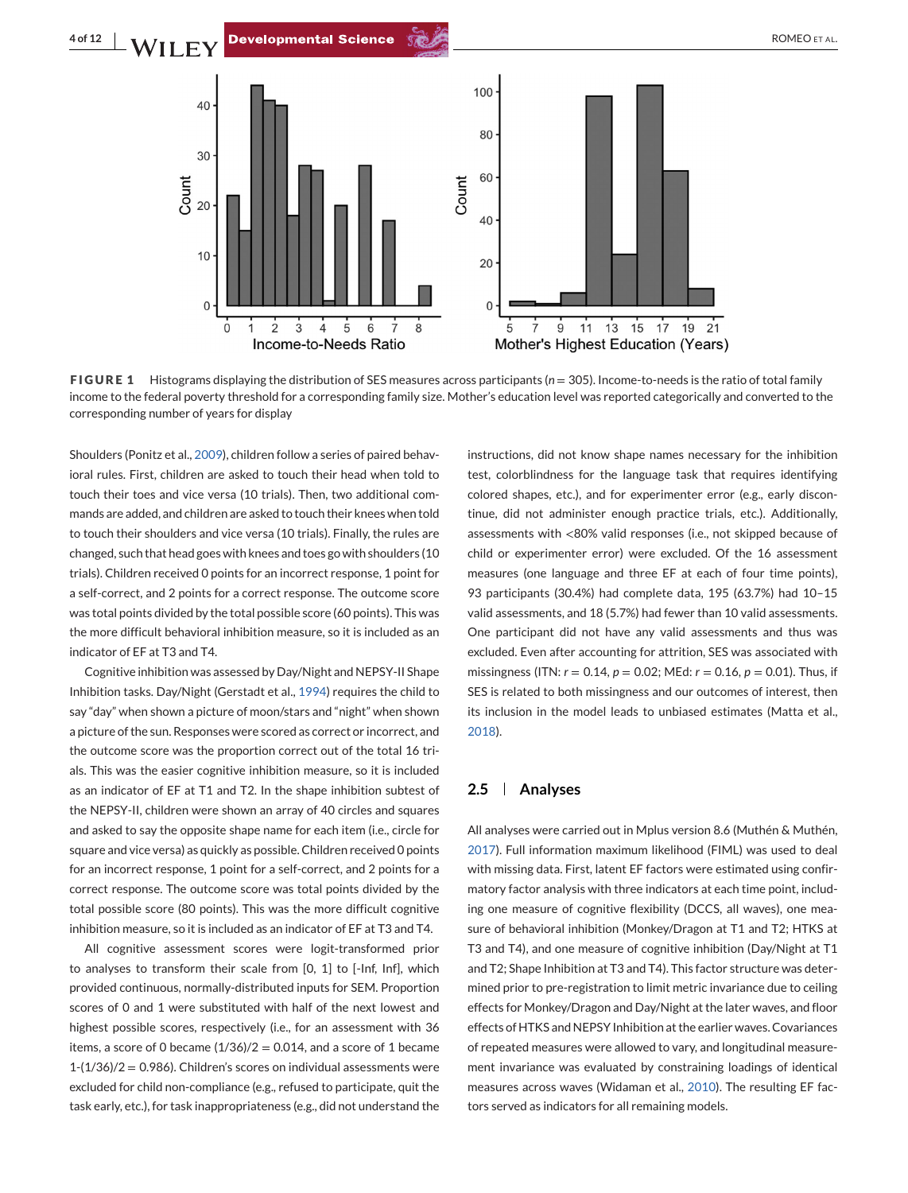**FIGURE 1** Histograms displaying the distribution of SES measures across participants ($n = 305$). Income-to-needs is the ratio of total family income to the federal poverty threshold for a corresponding family size. Mother's education level was reported categorically and converted to the corresponding number of years for display

Shoulders (Ponitz et al., 2009), children follow a series of paired behavioral rules. First, children are asked to touch their head when told to touch their toes and vice versa (10 trials). Then, two additional commands are added, and children are asked to touch their knees when told to touch their shoulders and vice versa (10 trials). Finally, the rules are changed, such that head goes with knees and toes go with shoulders (10 trials). Children received 0 points for an incorrect response, 1 point for a self-correct, and 2 points for a correct response. The outcome score was total points divided by the total possible score (60 points). This was the more difficult behavioral inhibition measure, so it is included as an indicator of EF at T3 and T4.

Cognitive inhibition was assessed by Day/Night and NEPSY-II Shape Inhibition tasks. Day/Night (Gerstadt et al., 1994) requires the child to say "day" when shown a picture of moon/stars and "night" when shown a picture of the sun. Responses were scored as correct or incorrect, and the outcome score was the proportion correct out of the total 16 trials. This was the easier cognitive inhibition measure, so it is included as an indicator of EF at T1 and T2. In the shape inhibition subtest of the NEPSY-II, children were shown an array of 40 circles and squares and asked to say the opposite shape name for each item (i.e., circle for square and vice versa) as quickly as possible. Children received 0 points for an incorrect response, 1 point for a self-correct, and 2 points for a correct response. The outcome score was total points divided by the total possible score (80 points). This was the more difficult cognitive inhibition measure, so it is included as an indicator of EF at T3 and T4.

All cognitive assessment scores were logit-transformed prior to analyses to transform their scale from [0, 1] to [-Inf, Inf], which provided continuous, normally-distributed inputs for SEM. Proportion scores of 0 and 1 were substituted with half of the next lowest and highest possible scores, respectively (i.e., for an assessment with 36 items, a score of 0 became $(1/36)/2 = 0.014$, and a score of 1 became $1\text{-}(1/36)/2 = 0.986$). Children's scores on individual assessments were excluded for child non-compliance (e.g., refused to participate, quit the task early, etc.), for task inappropriateness (e.g., did not understand the instructions, did not know shape names necessary for the inhibition test, colorblindness for the language task that requires identifying colored shapes, etc.), and for experimenter error (e.g., early discontinue, did not administer enough practice trials, etc.). Additionally, assessments with <80% valid responses (i.e., not skipped because of child or experimenter error) were excluded. Of the 16 assessment measures (one language and three EF at each of four time points), 93 participants (30.4%) had complete data, 195 (63.7%) had 10–15 valid assessments, and 18 (5.7%) had fewer than 10 valid assessments. One participant did not have any valid assessments and thus was excluded. Even after accounting for attrition, SES was associated with missingness (ITN: $r = 0.14$, $p = 0.02$; MEd: $r = 0.16$, $p = 0.01$). Thus, if SES is related to both missingness and our outcomes of interest, then its inclusion in the model leads to unbiased estimates (Matta et al., 2018).

## 2.5 | Analyses

All analyses were carried out in Mplus version 8.6 (Muthén & Muthén, 2017). Full information maximum likelihood (FIML) was used to deal with missing data. First, latent EF factors were estimated using confirmatory factor analysis with three indicators at each time point, including one measure of cognitive flexibility (DCCS, all waves), one measure of behavioral inhibition (Monkey/Dragon at T1 and T2; HTKS at T3 and T4), and one measure of cognitive inhibition (Day/Night at T1 and T2; Shape Inhibition at T3 and T4). This factor structure was determined prior to pre-registration to limit metric invariance due to ceiling effects for Monkey/Dragon and Day/Night at the later waves, and floor effects of HTKS and NEPSY Inhibition at the earlier waves. Covariances of repeated measures were allowed to vary, and longitudinal measurement invariance was evaluated by constraining loadings of identical measures across waves (Widaman et al., 2010). The resulting EF factors served as indicators for all remaining models.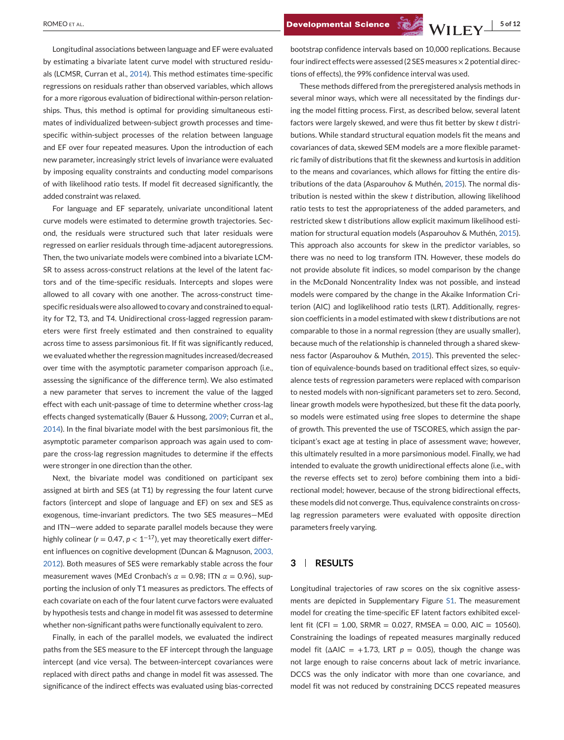Longitudinal associations between language and EF were evaluated by estimating a bivariate latent curve model with structured residuals (LCMSR, Curran et al., 2014). This method estimates time-specific regressions on residuals rather than observed variables, which allows for a more rigorous evaluation of bidirectional within-person relationships. Thus, this method is optimal for providing simultaneous estimates of individualized between-subject growth processes and time-specific within-subject processes of the relation between language and EF over four repeated measures. Upon the introduction of each new parameter, increasingly strict levels of invariance were evaluated by imposing equality constraints and conducting model comparisons of with likelihood ratio tests. If model fit decreased significantly, the added constraint was relaxed.

For language and EF separately, univariate unconditional latent curve models were estimated to determine growth trajectories. Second, the residuals were structured such that later residuals were regressed on earlier residuals through time-adjacent autoregressions. Then, the two univariate models were combined into a bivariate LCM-SR to assess across-construct relations at the level of the latent factors and of the time-specific residuals. Intercepts and slopes were allowed to all covary with one another. The across-construct time-specific residuals were also allowed to covary and constrained to equality for T2, T3, and T4. Unidirectional cross-lagged regression parameters were first freely estimated and then constrained to equality across time to assess parsimonious fit. If fit was significantly reduced, we evaluated whether the regression magnitudes increased/decreased over time with the asymptotic parameter comparison approach (i.e., assessing the significance of the difference term). We also estimated a new parameter that serves to increment the value of the lagged effect with each unit-passage of time to determine whether cross-lag effects changed systematically (Bauer & Hussong, 2009; Curran et al., 2014). In the final bivariate model with the best parsimonious fit, the asymptotic parameter comparison approach was again used to compare the cross-lag regression magnitudes to determine if the effects were stronger in one direction than the other.

Next, the bivariate model was conditioned on participant sex assigned at birth and SES (at T1) by regressing the four latent curve factors (intercept and slope of language and EF) on sex and SES as exogenous, time-invariant predictors. The two SES measures—MEd and ITN—were added to separate parallel models because they were highly colinear ($r = 0.47$, $p < 1^{-17}$), yet may theoretically exert different influences on cognitive development (Duncan & Magnuson, 2003, 2012). Both measures of SES were remarkably stable across the four measurement waves (MEd Cronbach's $\alpha = 0.98$; ITN $\alpha = 0.96$), supporting the inclusion of only T1 measures as predictors. The effects of each covariate on each of the four latent curve factors were evaluated by hypothesis tests and change in model fit was assessed to determine whether non-significant paths were functionally equivalent to zero.

Finally, in each of the parallel models, we evaluated the indirect paths from the SES measure to the EF intercept through the language intercept (and vice versa). The between-intercept covariances were replaced with direct paths and change in model fit was assessed. The significance of the indirect effects was evaluated using bias-corrected bootstrap confidence intervals based on 10,000 replications. Because four indirect effects were assessed (2 SES measures × 2 potential directions of effects), the 99% confidence interval was used.

These methods differed from the preregistered analysis methods in several minor ways, which were all necessitated by the findings during the model fitting process. First, as described below, several latent factors were largely skewed, and were thus fit better by skew *t* distributions. While standard structural equation models fit the means and covariances of data, skewed SEM models are a more flexible parametric family of distributions that fit the skewness and kurtosis in addition to the means and covariances, which allows for fitting the entire distributions of the data (Asparouhov & Muthén, 2015). The normal distribution is nested within the skew *t* distribution, allowing likelihood ratio tests to test the appropriateness of the added parameters, and restricted skew t distributions allow explicit maximum likelihood estimation for structural equation models (Asparouhov & Muthén, 2015). This approach also accounts for skew in the predictor variables, so there was no need to log transform ITN. However, these models do not provide absolute fit indices, so model comparison by the change in the McDonald Noncentrality Index was not possible, and instead models were compared by the change in the Akaike Information Criterion (AIC) and loglikelihood ratio tests (LRT). Additionally, regression coefficients in a model estimated with skew *t* distributions are not comparable to those in a normal regression (they are usually smaller), because much of the relationship is channeled through a shared skewness factor (Asparouhov & Muthén, 2015). This prevented the selection of equivalence-bounds based on traditional effect sizes, so equivalence tests of regression parameters were replaced with comparison to nested models with non-significant parameters set to zero. Second, linear growth models were hypothesized, but these fit the data poorly, so models were estimated using free slopes to determine the shape of growth. This prevented the use of TSCORES, which assign the participant's exact age at testing in place of assessment wave; however, this ultimately resulted in a more parsimonious model. Finally, we had intended to evaluate the growth unidirectional effects alone (i.e., with the reverse effects set to zero) before combining them into a bidirectional model; however, because of the strong bidirectional effects, these models did not converge. Thus, equivalence constraints on cross-lag regression parameters were evaluated with opposite direction parameters freely varying.

## 3 | RESULTS

Longitudinal trajectories of raw scores on the six cognitive assessments are depicted in Supplementary Figure S1. The measurement model for creating the time-specific EF latent factors exhibited excellent fit (CFI = 1.00, SRMR = 0.027, RMSEA = 0.00, AIC = 10560). Constraining the loadings of repeated measures marginally reduced model fit ($\Delta$AIC = +1.73, LRT $p = 0.05$), though the change was not large enough to raise concerns about lack of metric invariance. DCCS was the only indicator with more than one covariance, and model fit was not reduced by constraining DCCS repeated measures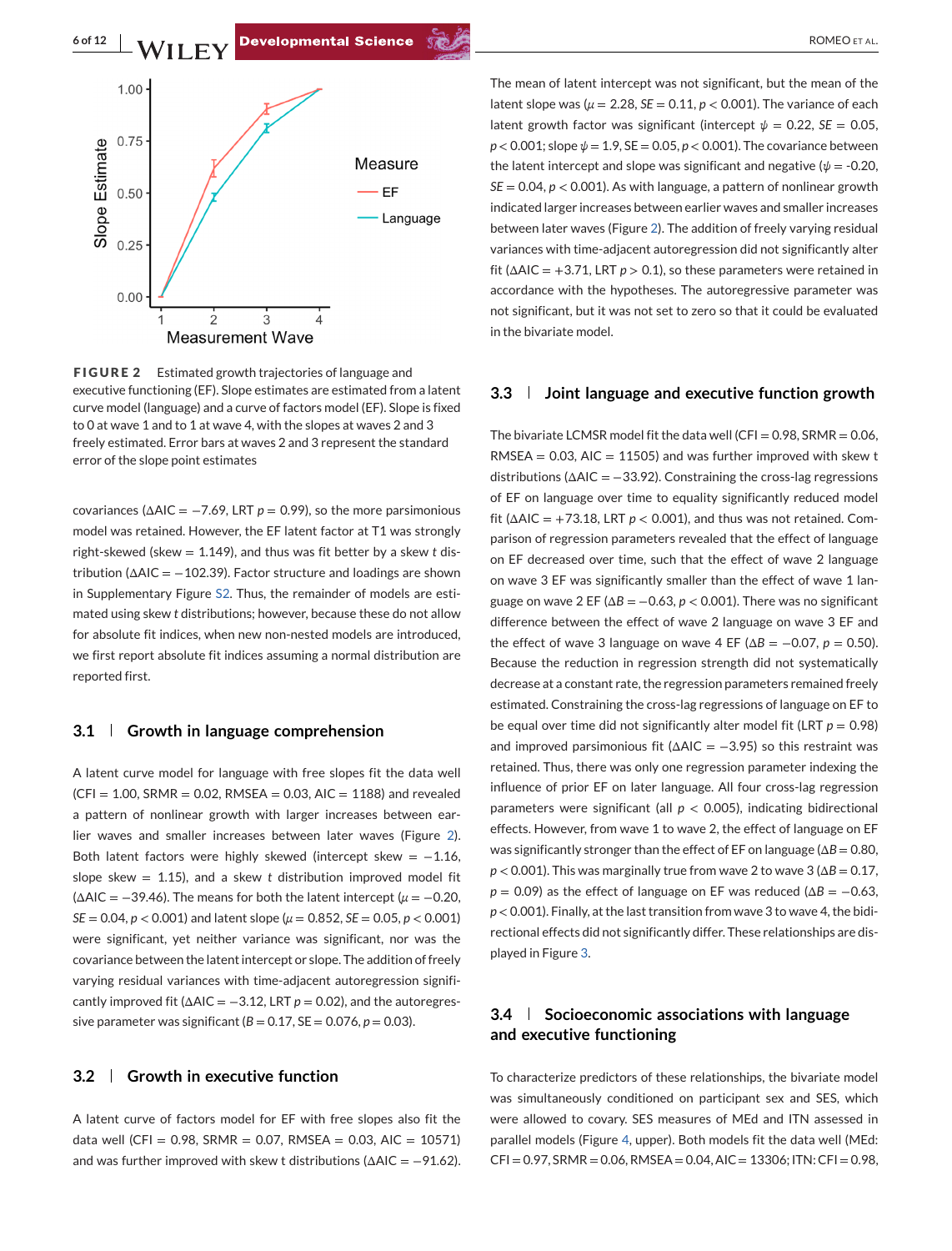**FIGURE 2** Estimated growth trajectories of language and executive functioning (EF). Slope estimates are estimated from a latent curve model (language) and a curve of factors model (EF). Slope is fixed to 0 at wave 1 and to 1 at wave 4, with the slopes at waves 2 and 3 freely estimated. Error bars at waves 2 and 3 represent the standard error of the slope point estimates

covariances ($\Delta$AIC = −7.69, LRT $p$ = 0.99), so the more parsimonious model was retained. However, the EF latent factor at T1 was strongly right-skewed (skew = 1.149), and thus was fit better by a skew *t* distribution ($\Delta$AIC = −102.39). Factor structure and loadings are shown in Supplementary Figure S2. Thus, the remainder of models are estimated using skew *t* distributions; however, because these do not allow for absolute fit indices, when new non-nested models are introduced, we first report absolute fit indices assuming a normal distribution are reported first.

## 3.1 | Growth in language comprehension

A latent curve model for language with free slopes fit the data well (CFI = 1.00, SRMR = 0.02, RMSEA = 0.03, AIC = 1188) and revealed a pattern of nonlinear growth with larger increases between earlier waves and smaller increases between later waves (Figure 2). Both latent factors were highly skewed (intercept skew = −1.16, slope skew = 1.15), and a skew *t* distribution improved model fit ($\Delta$AIC = −39.46). The means for both the latent intercept ($\mu$ = −0.20, $SE$ = 0.04, $p < 0.001$) and latent slope ($\mu$ = 0.852, $SE$ = 0.05, $p < 0.001$) were significant, yet neither variance was significant, nor was the covariance between the latent intercept or slope. The addition of freely varying residual variances with time-adjacent autoregression significantly improved fit ($\Delta$AIC = −3.12, LRT $p$ = 0.02), and the autoregressive parameter was significant ($B$ = 0.17, SE = 0.076, $p$ = 0.03).

## 3.2 | Growth in executive function

A latent curve of factors model for EF with free slopes also fit the data well (CFI = 0.98, SRMR = 0.07, RMSEA = 0.03, AIC = 10571) and was further improved with skew t distributions ($\Delta$AIC = −91.62). The mean of latent intercept was not significant, but the mean of the latent slope was ($\mu$ = 2.28, $SE$ = 0.11, $p < 0.001$). The variance of each latent growth factor was significant (intercept $\psi$ = 0.22, $SE$ = 0.05, $p < 0.001$; slope $\psi$ = 1.9, SE = 0.05, $p < 0.001$). The covariance between the latent intercept and slope was significant and negative ($\psi$ = -0.20, $SE$ = 0.04, $p < 0.001$). As with language, a pattern of nonlinear growth indicated larger increases between earlier waves and smaller increases between later waves (Figure 2). The addition of freely varying residual variances with time-adjacent autoregression did not significantly alter fit ($\Delta$AIC = +3.71, LRT $p > 0.1$), so these parameters were retained in accordance with the hypotheses. The autoregressive parameter was not significant, but it was not set to zero so that it could be evaluated in the bivariate model.

## 3.3 | Joint language and executive function growth

The bivariate LCMSR model fit the data well (CFI = 0.98, SRMR = 0.06, RMSEA = 0.03, AIC = 11505) and was further improved with skew t distributions ($\Delta$AIC = −33.92). Constraining the cross-lag regressions of EF on language over time to equality significantly reduced model fit ($\Delta$AIC = +73.18, LRT $p < 0.001$), and thus was not retained. Comparison of regression parameters revealed that the effect of language on EF decreased over time, such that the effect of wave 2 language on wave 3 EF was significantly smaller than the effect of wave 1 language on wave 2 EF ($\Delta B$ = −0.63, $p < 0.001$). There was no significant difference between the effect of wave 2 language on wave 3 EF and the effect of wave 3 language on wave 4 EF ($\Delta B$ = −0.07, $p$ = 0.50). Because the reduction in regression strength did not systematically decrease at a constant rate, the regression parameters remained freely estimated. Constraining the cross-lag regressions of language on EF to be equal over time did not significantly alter model fit (LRT $p$ = 0.98) and improved parsimonious fit ($\Delta$AIC = −3.95) so this restraint was retained. Thus, there was only one regression parameter indexing the influence of prior EF on later language. All four cross-lag regression parameters were significant (all $p < 0.005$), indicating bidirectional effects. However, from wave 1 to wave 2, the effect of language on EF was significantly stronger than the effect of EF on language ($\Delta B$ = 0.80, $p < 0.001$). This was marginally true from wave 2 to wave 3 ($\Delta B$ = 0.17, $p$ = 0.09) as the effect of language on EF was reduced ($\Delta B$ = −0.63, $p < 0.001$). Finally, at the last transition from wave 3 to wave 4, the bidirectional effects did not significantly differ. These relationships are displayed in Figure 3.

## 3.4 | Socioeconomic associations with language and executive functioning

To characterize predictors of these relationships, the bivariate model was simultaneously conditioned on participant sex and SES, which were allowed to covary. SES measures of MEd and ITN assessed in parallel models (Figure 4, upper). Both models fit the data well (MEd: CFI = 0.97, SRMR = 0.06, RMSEA = 0.04, AIC = 13306; ITN: CFI = 0.98,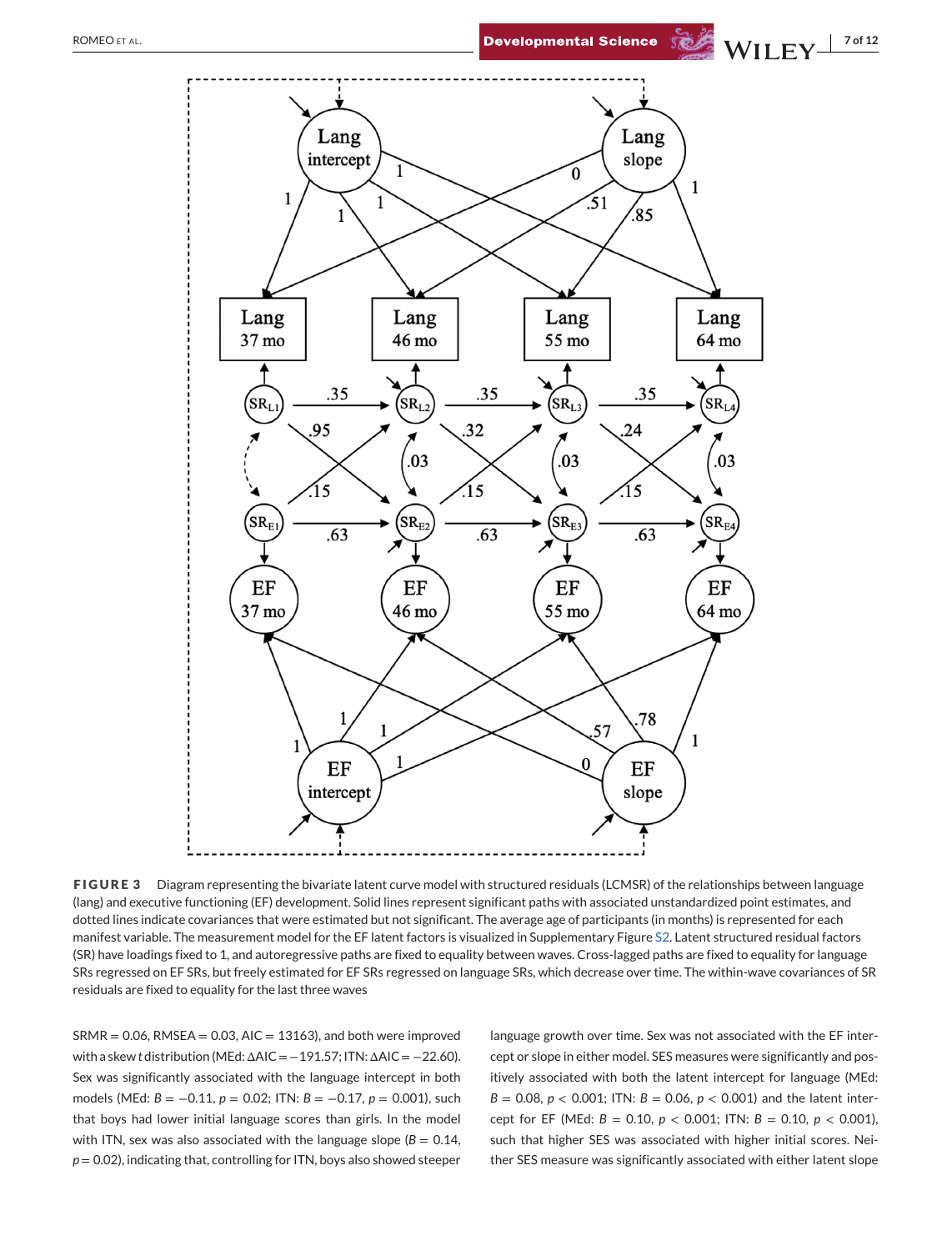**FIGURE 3** Diagram representing the bivariate latent curve model with structured residuals (LCMSR) of the relationships between language (lang) and executive functioning (EF) development. Solid lines represent significant paths with associated unstandardized point estimates, and dotted lines indicate covariances that were estimated but not significant. The average age of participants (in months) is represented for each manifest variable. The measurement model for the EF latent factors is visualized in Supplementary Figure S2. Latent structured residual factors (SR) have loadings fixed to 1, and autoregressive paths are fixed to equality between waves. Cross-lagged paths are fixed to equality for language SRs regressed on EF SRs, but freely estimated for EF SRs regressed on language SRs, which decrease over time. The within-wave covariances of SR residuals are fixed to equality for the last three waves

SRMR = 0.06, RMSEA = 0.03, AIC = 13163), and both were improved with a skew $t$ distribution (MEd: ΔAIC = −191.57; ITN: ΔAIC = −22.60). Sex was significantly associated with the language intercept in both models (MEd: $B = -0.11$, $p = 0.02$; ITN: $B = -0.17$, $p = 0.001$), such that boys had lower initial language scores than girls. In the model with ITN, sex was also associated with the language slope ($B = 0.14$, $p = 0.02$), indicating that, controlling for ITN, boys also showed steeper language growth over time. Sex was not associated with the EF intercept or slope in either model. SES measures were significantly and positively associated with both the latent intercept for language (MEd: $B = 0.08$, $p < 0.001$; ITN: $B = 0.06$, $p < 0.001$) and the latent intercept for EF (MEd: $B = 0.10$, $p < 0.001$; ITN: $B = 0.10$, $p < 0.001$), such that higher SES was associated with higher initial scores. Neither SES measure was significantly associated with either latent slope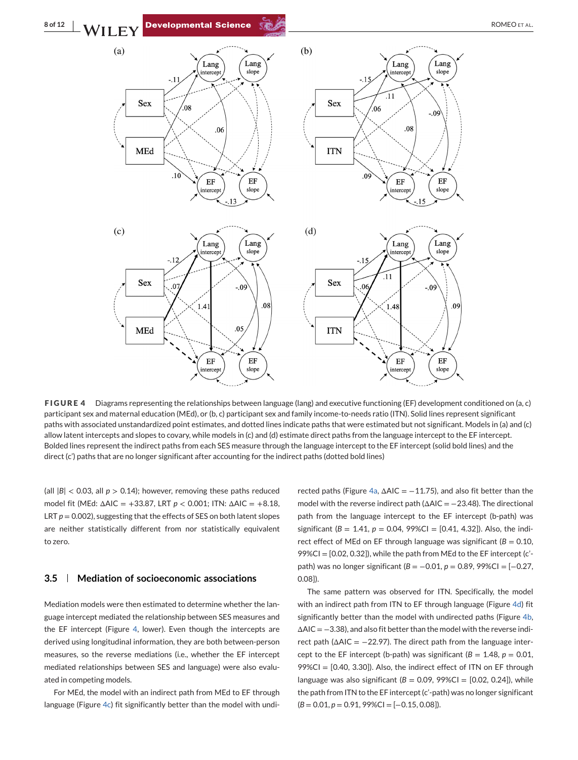**FIGURE 4** Diagrams representing the relationships between language (lang) and executive functioning (EF) development conditioned on (a, c) participant sex and maternal education (MEd), or (b, c) participant sex and family income-to-needs ratio (ITN). Solid lines represent significant paths with associated unstandardized point estimates, and dotted lines indicate paths that were estimated but not significant. Models in (a) and (c) allow latent intercepts and slopes to covary, while models in (c) and (d) estimate direct paths from the language intercept to the EF intercept. Bolded lines represent the indirect paths from each SES measure through the language intercept to the EF intercept (solid bold lines) and the direct (c′) paths that are no longer significant after accounting for the indirect paths (dotted bold lines)

(all $|B| < 0.03$, all $p > 0.14$); however, removing these paths reduced model fit (MEd: $\Delta$AIC = +33.87, LRT $p < 0.001$; ITN: $\Delta$AIC = +8.18, LRT $p = 0.002$), suggesting that the effects of SES on both latent slopes are neither statistically different from nor statistically equivalent to zero.

### 3.5 | Mediation of socioeconomic associations

Mediation models were then estimated to determine whether the language intercept mediated the relationship between SES measures and the EF intercept (Figure 4, lower). Even though the intercepts are derived using longitudinal information, they are both between-person measures, so the reverse mediations (i.e., whether the EF intercept mediated relationships between SES and language) were also evaluated in competing models.

For MEd, the model with an indirect path from MEd to EF through language (Figure 4c) fit significantly better than the model with undirected paths (Figure 4a, $\Delta$AIC = −11.75), and also fit better than the model with the reverse indirect path ($\Delta$AIC = −23.48). The directional path from the language intercept to the EF intercept (b-path) was significant ($B = 1.41$, $p = 0.04$, 99%CI = [0.41, 4.32]). Also, the indirect effect of MEd on EF through language was significant ($B = 0.10$, 99%CI = [0.02, 0.32]), while the path from MEd to the EF intercept (c′-path) was no longer significant ($B = -0.01$, $p = 0.89$, 99%CI = [−0.27, 0.08]).

The same pattern was observed for ITN. Specifically, the model with an indirect path from ITN to EF through language (Figure 4d) fit significantly better than the model with undirected paths (Figure 4b, $\Delta$AIC = −3.38), and also fit better than the model with the reverse indirect path ($\Delta$AIC = −22.97). The direct path from the language intercept to the EF intercept (b-path) was significant ($B = 1.48$, $p = 0.01$, 99%CI = [0.40, 3.30]). Also, the indirect effect of ITN on EF through language was also significant ($B = 0.09$, 99%CI = [0.02, 0.24]), while the path from ITN to the EF intercept (c′-path) was no longer significant ($B = 0.01$, $p = 0.91$, 99%CI = [−0.15, 0.08]).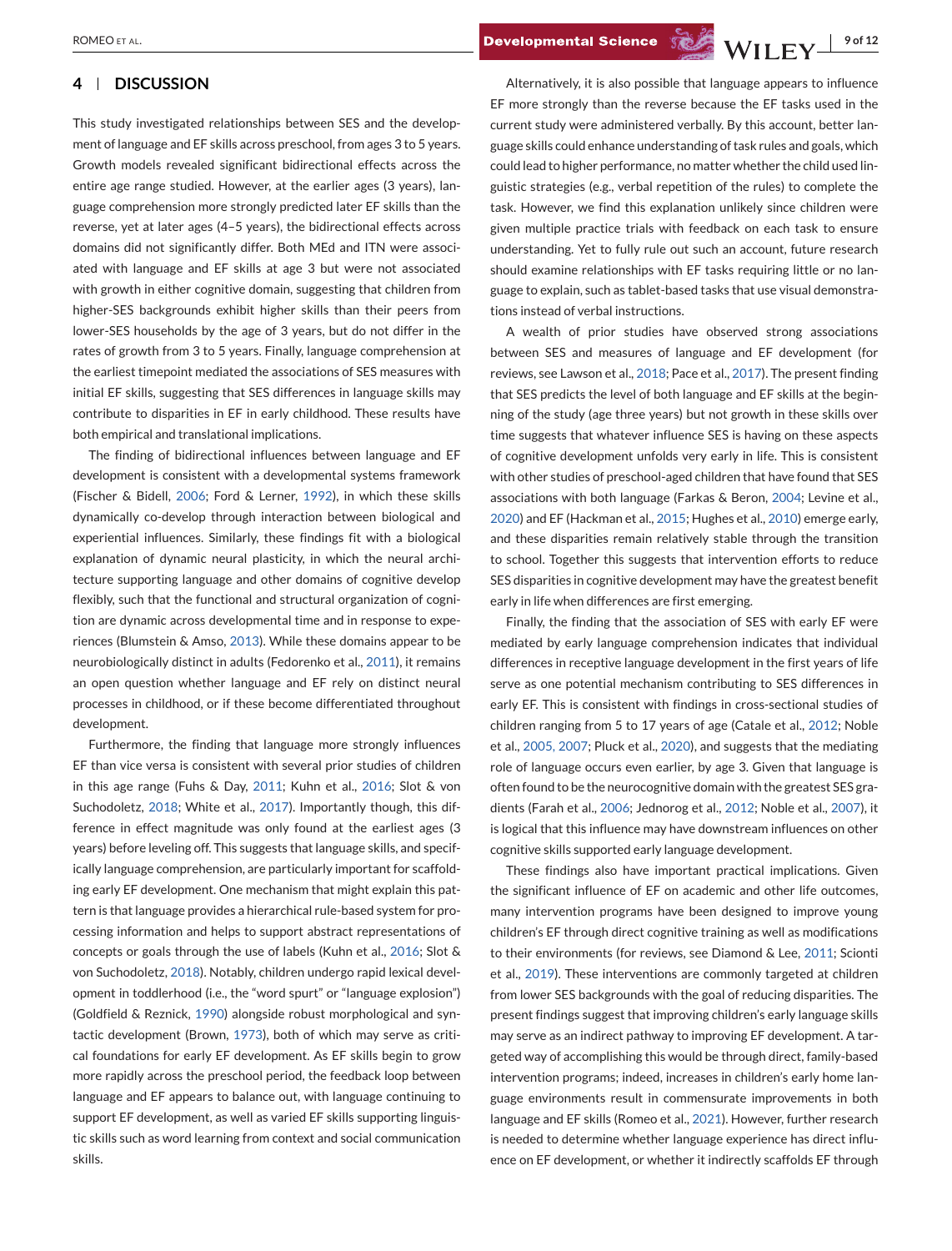## 4 | DISCUSSION

This study investigated relationships between SES and the development of language and EF skills across preschool, from ages 3 to 5 years. Growth models revealed significant bidirectional effects across the entire age range studied. However, at the earlier ages (3 years), language comprehension more strongly predicted later EF skills than the reverse, yet at later ages (4–5 years), the bidirectional effects across domains did not significantly differ. Both MEd and ITN were associated with language and EF skills at age 3 but were not associated with growth in either cognitive domain, suggesting that children from higher-SES backgrounds exhibit higher skills than their peers from lower-SES households by the age of 3 years, but do not differ in the rates of growth from 3 to 5 years. Finally, language comprehension at the earliest timepoint mediated the associations of SES measures with initial EF skills, suggesting that SES differences in language skills may contribute to disparities in EF in early childhood. These results have both empirical and translational implications.

The finding of bidirectional influences between language and EF development is consistent with a developmental systems framework (Fischer & Bidell, 2006; Ford & Lerner, 1992), in which these skills dynamically co-develop through interaction between biological and experiential influences. Similarly, these findings fit with a biological explanation of dynamic neural plasticity, in which the neural architecture supporting language and other domains of cognitive develop flexibly, such that the functional and structural organization of cognition are dynamic across developmental time and in response to experiences (Blumstein & Amso, 2013). While these domains appear to be neurobiologically distinct in adults (Fedorenko et al., 2011), it remains an open question whether language and EF rely on distinct neural processes in childhood, or if these become differentiated throughout development.

Furthermore, the finding that language more strongly influences EF than vice versa is consistent with several prior studies of children in this age range (Fuhs & Day, 2011; Kuhn et al., 2016; Slot & von Suchodoletz, 2018; White et al., 2017). Importantly though, this difference in effect magnitude was only found at the earliest ages (3 years) before leveling off. This suggests that language skills, and specifically language comprehension, are particularly important for scaffolding early EF development. One mechanism that might explain this pattern is that language provides a hierarchical rule-based system for processing information and helps to support abstract representations of concepts or goals through the use of labels (Kuhn et al., 2016; Slot & von Suchodoletz, 2018). Notably, children undergo rapid lexical development in toddlerhood (i.e., the "word spurt" or "language explosion") (Goldfield & Reznick, 1990) alongside robust morphological and syntactic development (Brown, 1973), both of which may serve as critical foundations for early EF development. As EF skills begin to grow more rapidly across the preschool period, the feedback loop between language and EF appears to balance out, with language continuing to support EF development, as well as varied EF skills supporting linguistic skills such as word learning from context and social communication skills.

Alternatively, it is also possible that language appears to influence EF more strongly than the reverse because the EF tasks used in the current study were administered verbally. By this account, better language skills could enhance understanding of task rules and goals, which could lead to higher performance, no matter whether the child used linguistic strategies (e.g., verbal repetition of the rules) to complete the task. However, we find this explanation unlikely since children were given multiple practice trials with feedback on each task to ensure understanding. Yet to fully rule out such an account, future research should examine relationships with EF tasks requiring little or no language to explain, such as tablet-based tasks that use visual demonstrations instead of verbal instructions.

A wealth of prior studies have observed strong associations between SES and measures of language and EF development (for reviews, see Lawson et al., 2018; Pace et al., 2017). The present finding that SES predicts the level of both language and EF skills at the beginning of the study (age three years) but not growth in these skills over time suggests that whatever influence SES is having on these aspects of cognitive development unfolds very early in life. This is consistent with other studies of preschool-aged children that have found that SES associations with both language (Farkas & Beron, 2004; Levine et al., 2020) and EF (Hackman et al., 2015; Hughes et al., 2010) emerge early, and these disparities remain relatively stable through the transition to school. Together this suggests that intervention efforts to reduce SES disparities in cognitive development may have the greatest benefit early in life when differences are first emerging.

Finally, the finding that the association of SES with early EF were mediated by early language comprehension indicates that individual differences in receptive language development in the first years of life serve as one potential mechanism contributing to SES differences in early EF. This is consistent with findings in cross-sectional studies of children ranging from 5 to 17 years of age (Catale et al., 2012; Noble et al., 2005, 2007; Pluck et al., 2020), and suggests that the mediating role of language occurs even earlier, by age 3. Given that language is often found to be the neurocognitive domain with the greatest SES gradients (Farah et al., 2006; Jednorog et al., 2012; Noble et al., 2007), it is logical that this influence may have downstream influences on other cognitive skills supported early language development.

These findings also have important practical implications. Given the significant influence of EF on academic and other life outcomes, many intervention programs have been designed to improve young children's EF through direct cognitive training as well as modifications to their environments (for reviews, see Diamond & Lee, 2011; Scionti et al., 2019). These interventions are commonly targeted at children from lower SES backgrounds with the goal of reducing disparities. The present findings suggest that improving children's early language skills may serve as an indirect pathway to improving EF development. A targeted way of accomplishing this would be through direct, family-based intervention programs; indeed, increases in children's early home language environments result in commensurate improvements in both language and EF skills (Romeo et al., 2021). However, further research is needed to determine whether language experience has direct influence on EF development, or whether it indirectly scaffolds EF through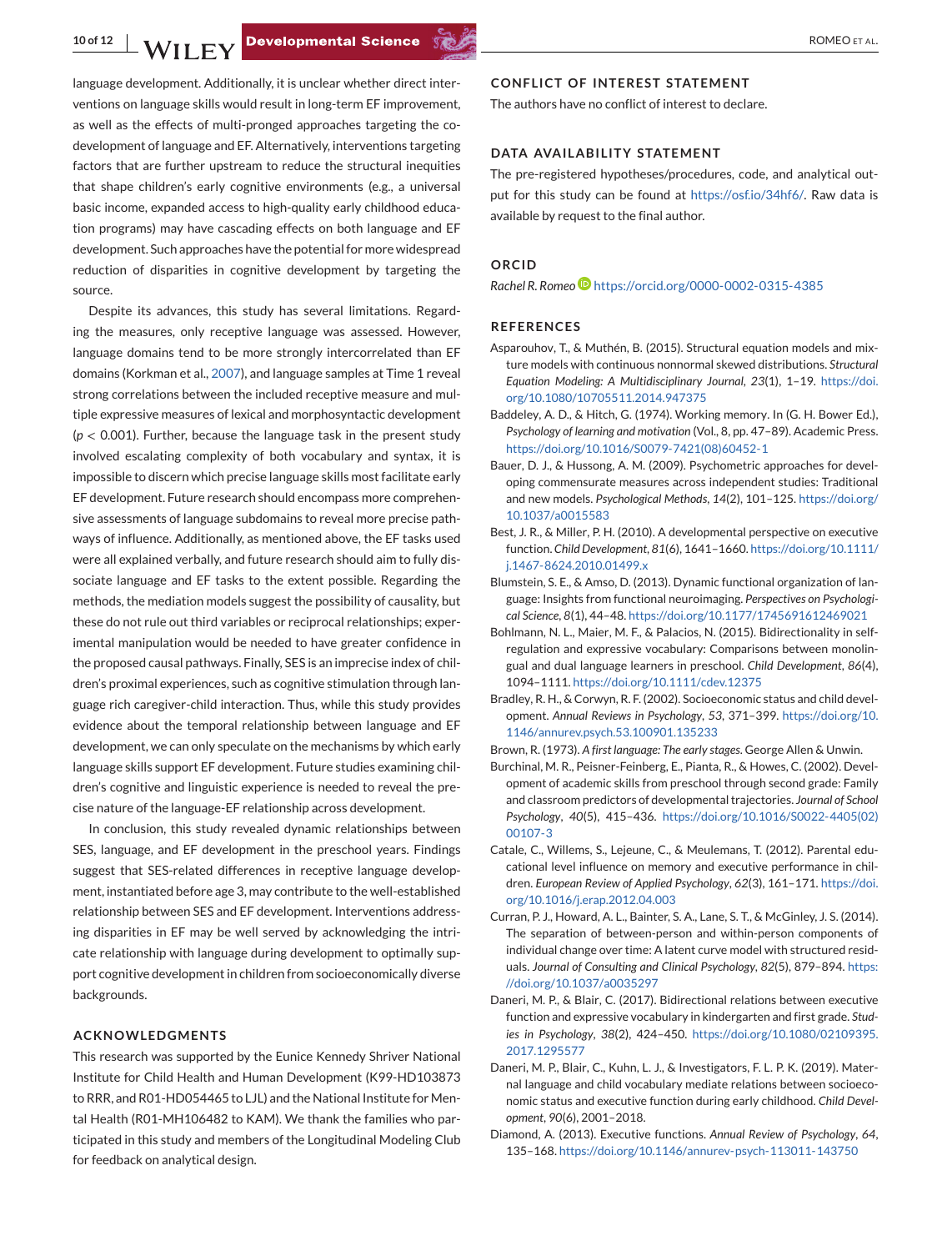language development. Additionally, it is unclear whether direct interventions on language skills would result in long-term EF improvement, as well as the effects of multi-pronged approaches targeting the co-development of language and EF. Alternatively, interventions targeting factors that are further upstream to reduce the structural inequities that shape children's early cognitive environments (e.g., a universal basic income, expanded access to high-quality early childhood education programs) may have cascading effects on both language and EF development. Such approaches have the potential for more widespread reduction of disparities in cognitive development by targeting the source.

Despite its advances, this study has several limitations. Regarding the measures, only receptive language was assessed. However, language domains tend to be more strongly intercorrelated than EF domains (Korkman et al., 2007), and language samples at Time 1 reveal strong correlations between the included receptive measure and multiple expressive measures of lexical and morphosyntactic development ($p < 0.001$). Further, because the language task in the present study involved escalating complexity of both vocabulary and syntax, it is impossible to discern which precise language skills most facilitate early EF development. Future research should encompass more comprehensive assessments of language subdomains to reveal more precise pathways of influence. Additionally, as mentioned above, the EF tasks used were all explained verbally, and future research should aim to fully dissociate language and EF tasks to the extent possible. Regarding the methods, the mediation models suggest the possibility of causality, but these do not rule out third variables or reciprocal relationships; experimental manipulation would be needed to have greater confidence in the proposed causal pathways. Finally, SES is an imprecise index of children's proximal experiences, such as cognitive stimulation through language rich caregiver-child interaction. Thus, while this study provides evidence about the temporal relationship between language and EF development, we can only speculate on the mechanisms by which early language skills support EF development. Future studies examining children's cognitive and linguistic experience is needed to reveal the precise nature of the language-EF relationship across development.

In conclusion, this study revealed dynamic relationships between SES, language, and EF development in the preschool years. Findings suggest that SES-related differences in receptive language development, instantiated before age 3, may contribute to the well-established relationship between SES and EF development. Interventions addressing disparities in EF may be well served by acknowledging the intricate relationship with language during development to optimally support cognitive development in children from socioeconomically diverse backgrounds.

## ACKNOWLEDGMENTS

This research was supported by the Eunice Kennedy Shriver National Institute for Child Health and Human Development (K99-HD103873 to RRR, and R01-HD054465 to LJL) and the National Institute for Mental Health (R01-MH106482 to KAM). We thank the families who participated in this study and members of the Longitudinal Modeling Club for feedback on analytical design.

## CONFLICT OF INTEREST STATEMENT

The authors have no conflict of interest to declare.

## DATA AVAILABILITY STATEMENT

The pre-registered hypotheses/procedures, code, and analytical output for this study can be found at https://osf.io/34hf6/. Raw data is available by request to the final author.

## ORCID

*Rachel R. Romeo* https://orcid.org/0000-0002-0315-4385

## REFERENCES

Asparouhov, T., & Muthén, B. (2015). Structural equation models and mixture models with continuous nonnormal skewed distributions. *Structural Equation Modeling: A Multidisciplinary Journal*, *23*(1), 1–19. https://doi.org/10.1080/10705511.2014.947375

Baddeley, A. D., & Hitch, G. (1974). Working memory. In (G. H. Bower Ed.), *Psychology of learning and motivation* (Vol., 8, pp. 47–89). Academic Press. https://doi.org/10.1016/S0079-7421(08)60452-1

Bauer, D. J., & Hussong, A. M. (2009). Psychometric approaches for developing commensurate measures across independent studies: Traditional and new models. *Psychological Methods*, *14*(2), 101–125. https://doi.org/10.1037/a0015583

Best, J. R., & Miller, P. H. (2010). A developmental perspective on executive function. *Child Development*, *81*(6), 1641–1660. https://doi.org/10.1111/j.1467-8624.2010.01499.x

Blumstein, S. E., & Amso, D. (2013). Dynamic functional organization of language: Insights from functional neuroimaging. *Perspectives on Psychological Science*, *8*(1), 44–48. https://doi.org/10.1177/1745691612469021

Bohlmann, N. L., Maier, M. F., & Palacios, N. (2015). Bidirectionality in self-regulation and expressive vocabulary: Comparisons between monolingual and dual language learners in preschool. *Child Development*, *86*(4), 1094–1111. https://doi.org/10.1111/cdev.12375

Bradley, R. H., & Corwyn, R. F. (2002). Socioeconomic status and child development. *Annual Reviews in Psychology*, *53*, 371–399. https://doi.org/10.1146/annurev.psych.53.100901.135233

Brown, R. (1973). *A first language: The early stages*. George Allen & Unwin.

Burchinal, M. R., Peisner-Feinberg, E., Pianta, R., & Howes, C. (2002). Development of academic skills from preschool through second grade: Family and classroom predictors of developmental trajectories. *Journal of School Psychology*, *40*(5), 415–436. https://doi.org/10.1016/S0022-4405(02)00107-3

Catale, C., Willems, S., Lejeune, C., & Meulemans, T. (2012). Parental educational level influence on memory and executive performance in children. *European Review of Applied Psychology*, *62*(3), 161–171. https://doi.org/10.1016/j.erap.2012.04.003

Curran, P. J., Howard, A. L., Bainter, S. A., Lane, S. T., & McGinley, J. S. (2014). The separation of between-person and within-person components of individual change over time: A latent curve model with structured residuals. *Journal of Consulting and Clinical Psychology*, *82*(5), 879–894. https://doi.org/10.1037/a0035297

Daneri, M. P., & Blair, C. (2017). Bidirectional relations between executive function and expressive vocabulary in kindergarten and first grade. *Studies in Psychology*, *38*(2), 424–450. https://doi.org/10.1080/02109395.2017.1295577

Daneri, M. P., Blair, C., Kuhn, L. J., & Investigators, F. L. P. K. (2019). Maternal language and child vocabulary mediate relations between socioeconomic status and executive function during early childhood. *Child Development*, *90*(6), 2001–2018.

Diamond, A. (2013). Executive functions. *Annual Review of Psychology*, *64*, 135–168. https://doi.org/10.1146/annurev-psych-113011-143750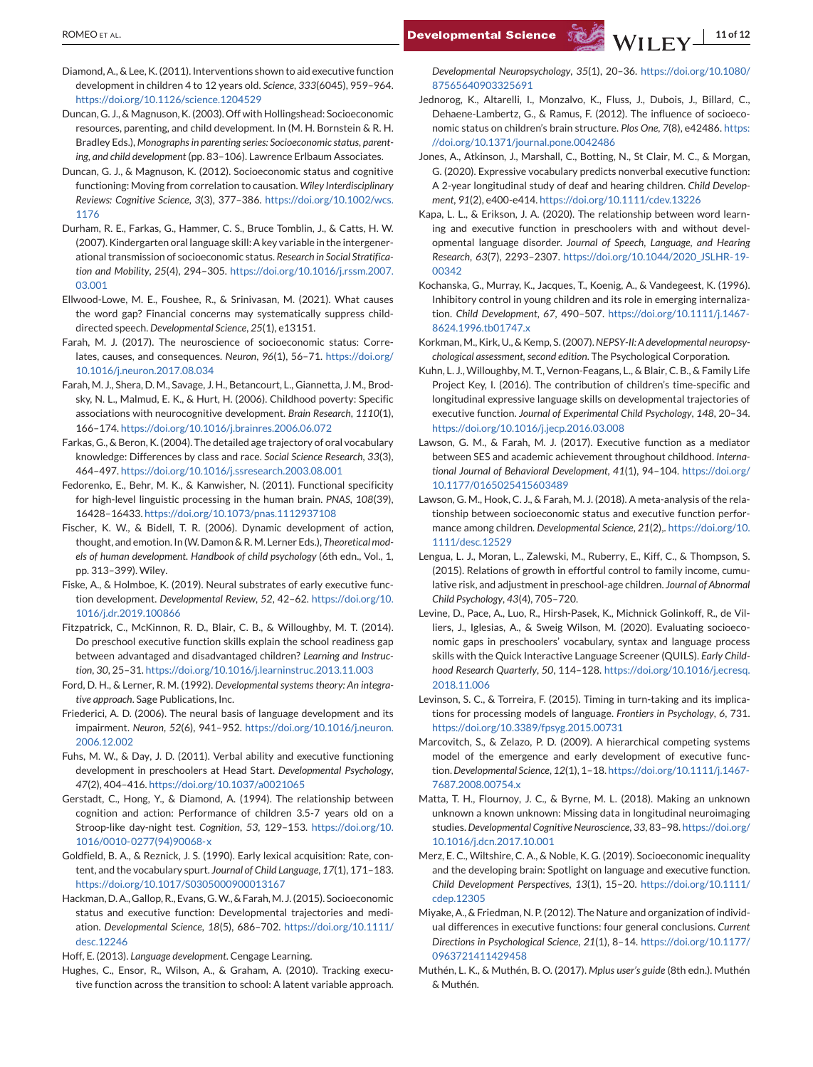Diamond, A., & Lee, K. (2011). Interventions shown to aid executive function development in children 4 to 12 years old. *Science*, *333*(6045), 959–964. https://doi.org/10.1126/science.1204529

Duncan, G. J., & Magnuson, K. (2003). Off with Hollingshead: Socioeconomic resources, parenting, and child development. In (M. H. Bornstein & R. H. Bradley Eds.), *Monographs in parenting series: Socioeconomic status, parenting, and child development* (pp. 83–106). Lawrence Erlbaum Associates.

Duncan, G. J., & Magnuson, K. (2012). Socioeconomic status and cognitive functioning: Moving from correlation to causation. *Wiley Interdisciplinary Reviews: Cognitive Science*, *3*(3), 377–386. https://doi.org/10.1002/wcs.1176

Durham, R. E., Farkas, G., Hammer, C. S., Bruce Tomblin, J., & Catts, H. W. (2007). Kindergarten oral language skill: A key variable in the intergenerational transmission of socioeconomic status. *Research in Social Stratification and Mobility*, *25*(4), 294–305. https://doi.org/10.1016/j.rssm.2007.03.001

Ellwood-Lowe, M. E., Foushee, R., & Srinivasan, M. (2021). What causes the word gap? Financial concerns may systematically suppress child-directed speech. *Developmental Science*, *25*(1), e13151.

Farah, M. J. (2017). The neuroscience of socioeconomic status: Correlates, causes, and consequences. *Neuron*, *96*(1), 56–71. https://doi.org/10.1016/j.neuron.2017.08.034

Farah, M. J., Shera, D. M., Savage, J. H., Betancourt, L., Giannetta, J. M., Brodsky, N. L., Malmud, E. K., & Hurt, H. (2006). Childhood poverty: Specific associations with neurocognitive development. *Brain Research*, *1110*(1), 166–174. https://doi.org/10.1016/j.brainres.2006.06.072

Farkas, G., & Beron, K. (2004). The detailed age trajectory of oral vocabulary knowledge: Differences by class and race. *Social Science Research*, *33*(3), 464–497. https://doi.org/10.1016/j.ssresearch.2003.08.001

Fedorenko, E., Behr, M. K., & Kanwisher, N. (2011). Functional specificity for high-level linguistic processing in the human brain. *PNAS*, *108*(39), 16428–16433. https://doi.org/10.1073/pnas.1112937108

Fischer, K. W., & Bidell, T. R. (2006). Dynamic development of action, thought, and emotion. In (W. Damon & R. M. Lerner Eds.), *Theoretical models of human development. Handbook of child psychology* (6th edn., Vol., 1, pp. 313–399). Wiley.

Fiske, A., & Holmboe, K. (2019). Neural substrates of early executive function development. *Developmental Review*, *52*, 42–62. https://doi.org/10.1016/j.dr.2019.100866

Fitzpatrick, C., McKinnon, R. D., Blair, C. B., & Willoughby, M. T. (2014). Do preschool executive function skills explain the school readiness gap between advantaged and disadvantaged children? *Learning and Instruction*, *30*, 25–31. https://doi.org/10.1016/j.learninstruc.2013.11.003

Ford, D. H., & Lerner, R. M. (1992). *Developmental systems theory: An integrative approach*. Sage Publications, Inc.

Friederici, A. D. (2006). The neural basis of language development and its impairment. *Neuron*, *52*(6), 941–952. https://doi.org/10.1016/j.neuron.2006.12.002

Fuhs, M. W., & Day, J. D. (2011). Verbal ability and executive functioning development in preschoolers at Head Start. *Developmental Psychology*, *47*(2), 404–416. https://doi.org/10.1037/a0021065

Gerstadt, C., Hong, Y., & Diamond, A. (1994). The relationship between cognition and action: Performance of children 3.5-7 years old on a Stroop-like day-night test. *Cognition*, *53*, 129–153. https://doi.org/10.1016/0010-0277(94)90068-x

Goldfield, B. A., & Reznick, J. S. (1990). Early lexical acquisition: Rate, content, and the vocabulary spurt. *Journal of Child Language*, *17*(1), 171–183. https://doi.org/10.1017/S0305000900013167

Hackman, D. A., Gallop, R., Evans, G. W., & Farah, M. J. (2015). Socioeconomic status and executive function: Developmental trajectories and mediation. *Developmental Science*, *18*(5), 686–702. https://doi.org/10.1111/desc.12246

Hoff, E. (2013). *Language development*. Cengage Learning.

Hughes, C., Ensor, R., Wilson, A., & Graham, A. (2010). Tracking executive function across the transition to school: A latent variable approach. *Developmental Neuropsychology*, *35*(1), 20–36. https://doi.org/10.1080/87565640903325691

Jednorog, K., Altarelli, I., Monzalvo, K., Fluss, J., Dubois, J., Billard, C., Dehaene-Lambertz, G., & Ramus, F. (2012). The influence of socioeconomic status on children's brain structure. *Plos One*, *7*(8), e42486. https://doi.org/10.1371/journal.pone.0042486

Jones, A., Atkinson, J., Marshall, C., Botting, N., St Clair, M. C., & Morgan, G. (2020). Expressive vocabulary predicts nonverbal executive function: A 2-year longitudinal study of deaf and hearing children. *Child Development*, *91*(2), e400-e414. https://doi.org/10.1111/cdev.13226

Kapa, L. L., & Erikson, J. A. (2020). The relationship between word learning and executive function in preschoolers with and without developmental language disorder. *Journal of Speech, Language, and Hearing Research*, *63*(7), 2293–2307. https://doi.org/10.1044/2020_JSLHR-19-00342

Kochanska, G., Murray, K., Jacques, T., Koenig, A., & Vandegeest, K. (1996). Inhibitory control in young children and its role in emerging internalization. *Child Development*, *67*, 490–507. https://doi.org/10.1111/j.1467-8624.1996.tb01747.x

Korkman, M., Kirk, U., & Kemp, S. (2007). *NEPSY-II: A developmental neuropsychological assessment, second edition*. The Psychological Corporation.

Kuhn, L. J., Willoughby, M. T., Vernon-Feagans, L., & Blair, C. B., & Family Life Project Key, I. (2016). The contribution of children's time-specific and longitudinal expressive language skills on developmental trajectories of executive function. *Journal of Experimental Child Psychology*, *148*, 20–34. https://doi.org/10.1016/j.jecp.2016.03.008

Lawson, G. M., & Farah, M. J. (2017). Executive function as a mediator between SES and academic achievement throughout childhood. *International Journal of Behavioral Development*, *41*(1), 94–104. https://doi.org/10.1177/0165025415603489

Lawson, G. M., Hook, C. J., & Farah, M. J. (2018). A meta-analysis of the relationship between socioeconomic status and executive function performance among children. *Developmental Science*, *21*(2),. https://doi.org/10.1111/desc.12529

Lengua, L. J., Moran, L., Zalewski, M., Ruberry, E., Kiff, C., & Thompson, S. (2015). Relations of growth in effortful control to family income, cumulative risk, and adjustment in preschool-age children. *Journal of Abnormal Child Psychology*, *43*(4), 705–720.

Levine, D., Pace, A., Luo, R., Hirsh-Pasek, K., Michnick Golinkoff, R., de Villiers, J., Iglesias, A., & Sweig Wilson, M. (2020). Evaluating socioeconomic gaps in preschoolers' vocabulary, syntax and language process skills with the Quick Interactive Language Screener (QUILS). *Early Childhood Research Quarterly*, *50*, 114–128. https://doi.org/10.1016/j.ecresq.2018.11.006

Levinson, S. C., & Torreira, F. (2015). Timing in turn-taking and its implications for processing models of language. *Frontiers in Psychology*, *6*, 731. https://doi.org/10.3389/fpsyg.2015.00731

Marcovitch, S., & Zelazo, P. D. (2009). A hierarchical competing systems model of the emergence and early development of executive function. *Developmental Science*, *12*(1), 1–18. https://doi.org/10.1111/j.1467-7687.2008.00754.x

Matta, T. H., Flournoy, J. C., & Byrne, M. L. (2018). Making an unknown unknown a known unknown: Missing data in longitudinal neuroimaging studies. *Developmental Cognitive Neuroscience*, *33*, 83–98. https://doi.org/10.1016/j.dcn.2017.10.001

Merz, E. C., Wiltshire, C. A., & Noble, K. G. (2019). Socioeconomic inequality and the developing brain: Spotlight on language and executive function. *Child Development Perspectives*, *13*(1), 15–20. https://doi.org/10.1111/cdep.12305

Miyake, A., & Friedman, N. P. (2012). The Nature and organization of individual differences in executive functions: four general conclusions. *Current Directions in Psychological Science*, *21*(1), 8–14. https://doi.org/10.1177/0963721411429458

Muthén, L. K., & Muthén, B. O. (2017). *Mplus user's guide* (8th edn.). Muthén & Muthén.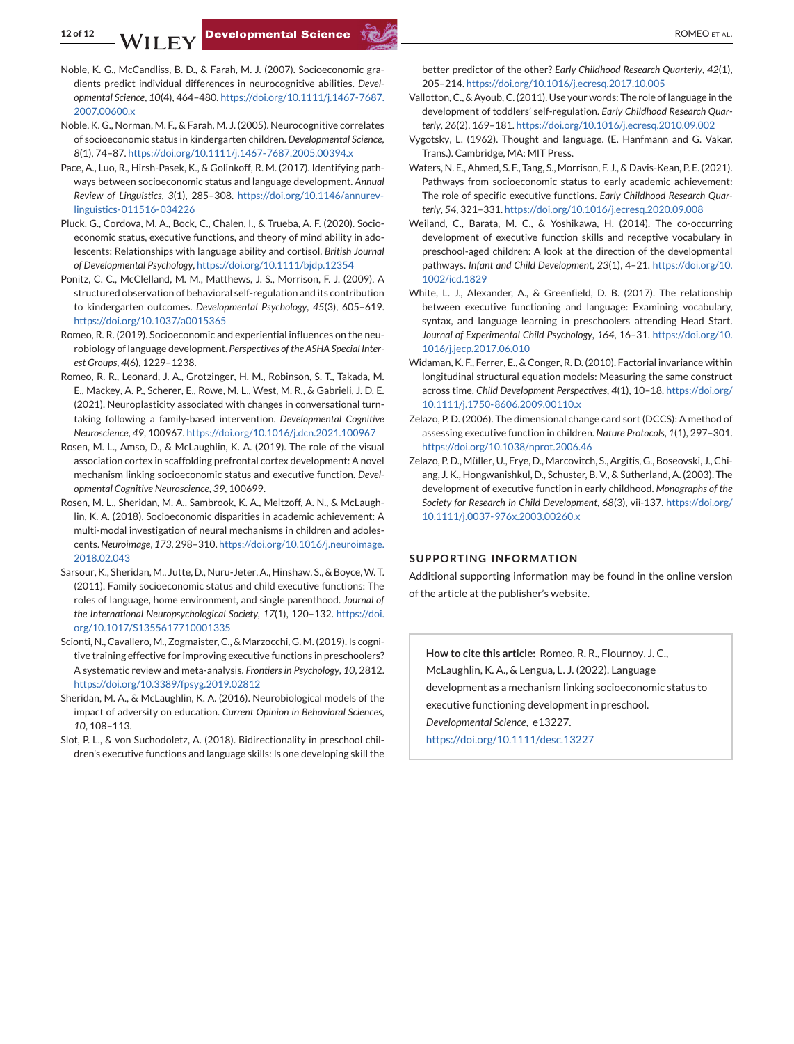Noble, K. G., McCandliss, B. D., & Farah, M. J. (2007). Socioeconomic gradients predict individual differences in neurocognitive abilities. *Developmental Science*, *10*(4), 464–480. https://doi.org/10.1111/j.1467-7687.2007.00600.x

Noble, K. G., Norman, M. F., & Farah, M. J. (2005). Neurocognitive correlates of socioeconomic status in kindergarten children. *Developmental Science*, *8*(1), 74–87. https://doi.org/10.1111/j.1467-7687.2005.00394.x

Pace, A., Luo, R., Hirsh-Pasek, K., & Golinkoff, R. M. (2017). Identifying pathways between socioeconomic status and language development. *Annual Review of Linguistics*, *3*(1), 285–308. https://doi.org/10.1146/annurev-linguistics-011516-034226

Pluck, G., Cordova, M. A., Bock, C., Chalen, I., & Trueba, A. F. (2020). Socioeconomic status, executive functions, and theory of mind ability in adolescents: Relationships with language ability and cortisol. *British Journal of Developmental Psychology*, https://doi.org/10.1111/bjdp.12354

Ponitz, C. C., McClelland, M. M., Matthews, J. S., Morrison, F. J. (2009). A structured observation of behavioral self-regulation and its contribution to kindergarten outcomes. *Developmental Psychology*, *45*(3), 605–619. https://doi.org/10.1037/a0015365

Romeo, R. R. (2019). Socioeconomic and experiential influences on the neurobiology of language development. *Perspectives of the ASHA Special Interest Groups*, *4*(6), 1229–1238.

Romeo, R. R., Leonard, J. A., Grotzinger, H. M., Robinson, S. T., Takada, M. E., Mackey, A. P., Scherer, E., Rowe, M. L., West, M. R., & Gabrieli, J. D. E. (2021). Neuroplasticity associated with changes in conversational turn-taking following a family-based intervention. *Developmental Cognitive Neuroscience*, *49*, 100967. https://doi.org/10.1016/j.dcn.2021.100967

Rosen, M. L., Amso, D., & McLaughlin, K. A. (2019). The role of the visual association cortex in scaffolding prefrontal cortex development: A novel mechanism linking socioeconomic status and executive function. *Developmental Cognitive Neuroscience*, *39*, 100699.

Rosen, M. L., Sheridan, M. A., Sambrook, K. A., Meltzoff, A. N., & McLaughlin, K. A. (2018). Socioeconomic disparities in academic achievement: A multi-modal investigation of neural mechanisms in children and adolescents. *Neuroimage*, *173*, 298–310. https://doi.org/10.1016/j.neuroimage.2018.02.043

Sarsour, K., Sheridan, M., Jutte, D., Nuru-Jeter, A., Hinshaw, S., & Boyce, W. T. (2011). Family socioeconomic status and child executive functions: The roles of language, home environment, and single parenthood. *Journal of the International Neuropsychological Society*, *17*(1), 120–132. https://doi.org/10.1017/S1355617710001335

Scionti, N., Cavallero, M., Zogmaister, C., & Marzocchi, G. M. (2019). Is cognitive training effective for improving executive functions in preschoolers? A systematic review and meta-analysis. *Frontiers in Psychology*, *10*, 2812. https://doi.org/10.3389/fpsyg.2019.02812

Sheridan, M. A., & McLaughlin, K. A. (2016). Neurobiological models of the impact of adversity on education. *Current Opinion in Behavioral Sciences*, *10*, 108–113.

Slot, P. L., & von Suchodoletz, A. (2018). Bidirectionality in preschool children's executive functions and language skills: Is one developing skill the better predictor of the other? *Early Childhood Research Quarterly*, *42*(1), 205–214. https://doi.org/10.1016/j.ecresq.2017.10.005

Vallotton, C., & Ayoub, C. (2011). Use your words: The role of language in the development of toddlers' self-regulation. *Early Childhood Research Quarterly*, *26*(2), 169–181. https://doi.org/10.1016/j.ecresq.2010.09.002

Vygotsky, L. (1962). Thought and language. (E. Hanfmann and G. Vakar, Trans.). Cambridge, MA: MIT Press.

Waters, N. E., Ahmed, S. F., Tang, S., Morrison, F. J., & Davis-Kean, P. E. (2021). Pathways from socioeconomic status to early academic achievement: The role of specific executive functions. *Early Childhood Research Quarterly*, *54*, 321–331. https://doi.org/10.1016/j.ecresq.2020.09.008

Weiland, C., Barata, M. C., & Yoshikawa, H. (2014). The co-occurring development of executive function skills and receptive vocabulary in preschool-aged children: A look at the direction of the developmental pathways. *Infant and Child Development*, *23*(1), 4–21. https://doi.org/10.1002/icd.1829

White, L. J., Alexander, A., & Greenfield, D. B. (2017). The relationship between executive functioning and language: Examining vocabulary, syntax, and language learning in preschoolers attending Head Start. *Journal of Experimental Child Psychology*, *164*, 16–31. https://doi.org/10.1016/j.jecp.2017.06.010

Widaman, K. F., Ferrer, E., & Conger, R. D. (2010). Factorial invariance within longitudinal structural equation models: Measuring the same construct across time. *Child Development Perspectives*, *4*(1), 10–18. https://doi.org/10.1111/j.1750-8606.2009.00110.x

Zelazo, P. D. (2006). The dimensional change card sort (DCCS): A method of assessing executive function in children. *Nature Protocols*, *1*(1), 297–301. https://doi.org/10.1038/nprot.2006.46

Zelazo, P. D., Müller, U., Frye, D., Marcovitch, S., Argitis, G., Boseovski, J., Chiang, J. K., Hongwanishkul, D., Schuster, B. V., & Sutherland, A. (2003). The development of executive function in early childhood. *Monographs of the Society for Research in Child Development*, *68*(3), vii-137. https://doi.org/10.1111/j.0037-976x.2003.00260.x

## SUPPORTING INFORMATION

Additional supporting information may be found in the online version of the article at the publisher's website.

**How to cite this article:** Romeo, R. R., Flournoy, J. C., McLaughlin, K. A., & Lengua, L. J. (2022). Language development as a mechanism linking socioeconomic status to executive functioning development in preschool. *Developmental Science*, e13227. https://doi.org/10.1111/desc.13227